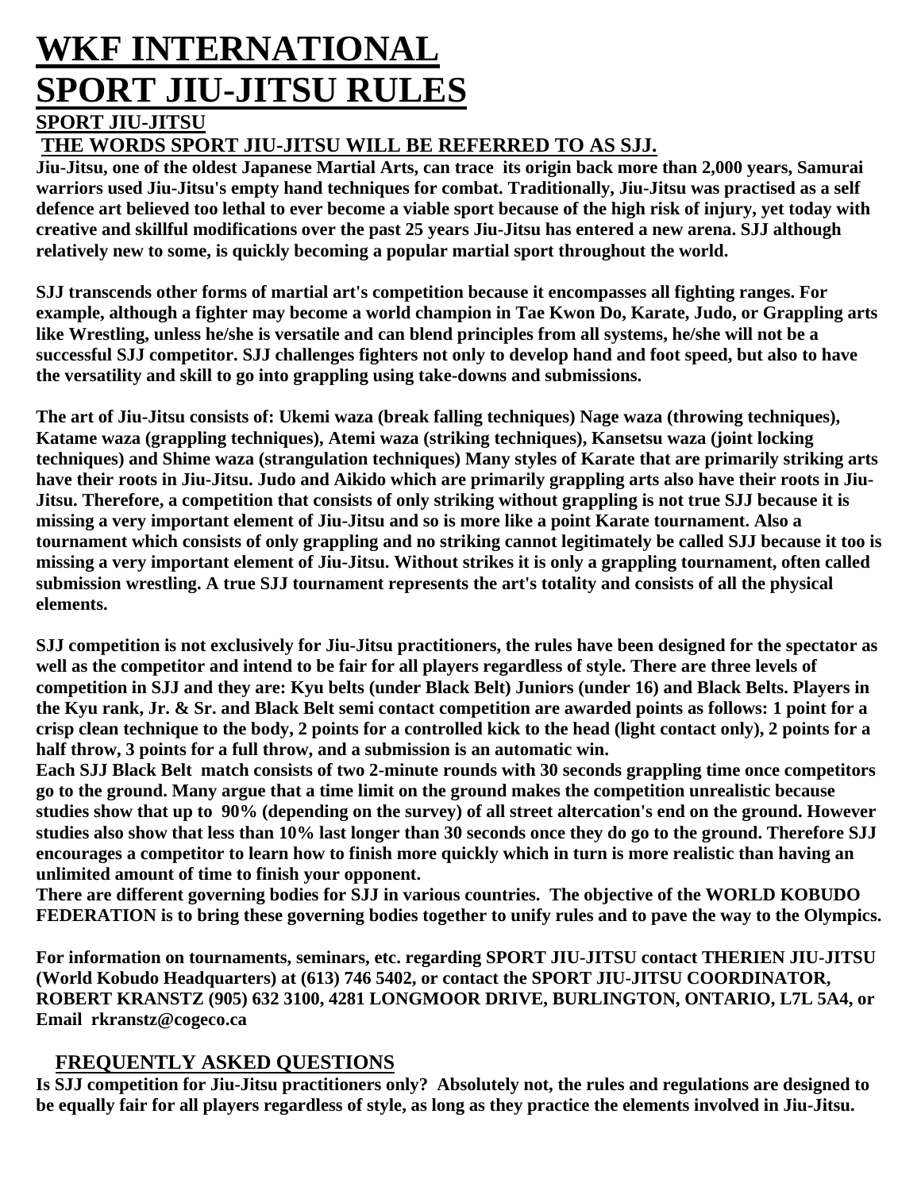# WKF INTERNATIONAL SPORT JIU-JITSU RULES

## SPORT JIU-JITSU

### THE WORDS SPORT JIU-JITSU WILL BE REFERRED TO AS SJJ.

**Jiu-Jitsu, one of the oldest Japanese Martial Arts, can trace its origin back more than 2,000 years, Samurai warriors used Jiu-Jitsu's empty hand techniques for combat. Traditionally, Jiu-Jitsu was practised as a self defence art believed too lethal to ever become a viable sport because of the high risk of injury, yet today with creative and skillful modifications over the past 25 years Jiu-Jitsu has entered a new arena. SJJ although relatively new to some, is quickly becoming a popular martial sport throughout the world.**

**SJJ transcends other forms of martial art's competition because it encompasses all fighting ranges. For example, although a fighter may become a world champion in Tae Kwon Do, Karate, Judo, or Grappling arts like Wrestling, unless he/she is versatile and can blend principles from all systems, he/she will not be a successful SJJ competitor. SJJ challenges fighters not only to develop hand and foot speed, but also to have the versatility and skill to go into grappling using take-downs and submissions.**

**The art of Jiu-Jitsu consists of: Ukemi waza (break falling techniques) Nage waza (throwing techniques), Katame waza (grappling techniques), Atemi waza (striking techniques), Kansetsu waza (joint locking techniques) and Shime waza (strangulation techniques) Many styles of Karate that are primarily striking arts have their roots in Jiu-Jitsu. Judo and Aikido which are primarily grappling arts also have their roots in Jiu-Jitsu. Therefore, a competition that consists of only striking without grappling is not true SJJ because it is missing a very important element of Jiu-Jitsu and so is more like a point Karate tournament. Also a tournament which consists of only grappling and no striking cannot legitimately be called SJJ because it too is missing a very important element of Jiu-Jitsu. Without strikes it is only a grappling tournament, often called submission wrestling. A true SJJ tournament represents the art's totality and consists of all the physical elements.**

**SJJ competition is not exclusively for Jiu-Jitsu practitioners, the rules have been designed for the spectator as well as the competitor and intend to be fair for all players regardless of style. There are three levels of competition in SJJ and they are: Kyu belts (under Black Belt) Juniors (under 16) and Black Belts. Players in the Kyu rank, Jr. & Sr. and Black Belt semi contact competition are awarded points as follows: 1 point for a crisp clean technique to the body, 2 points for a controlled kick to the head (light contact only), 2 points for a half throw, 3 points for a full throw, and a submission is an automatic win.**

**Each SJJ Black Belt match consists of two 2-minute rounds with 30 seconds grappling time once competitors go to the ground. Many argue that a time limit on the ground makes the competition unrealistic because studies show that up to 90% (depending on the survey) of all street altercation's end on the ground. However studies also show that less than 10% last longer than 30 seconds once they do go to the ground. Therefore SJJ encourages a competitor to learn how to finish more quickly which in turn is more realistic than having an unlimited amount of time to finish your opponent.**

**There are different governing bodies for SJJ in various countries. The objective of the WORLD KOBUDO FEDERATION is to bring these governing bodies together to unify rules and to pave the way to the Olympics.**

**For information on tournaments, seminars, etc. regarding SPORT JIU-JITSU contact THERIEN JIU-JITSU (World Kobudo Headquarters) at (613) 746 5402, or contact the SPORT JIU-JITSU COORDINATOR, ROBERT KRANSTZ (905) 632 3100, 4281 LONGMOOR DRIVE, BURLINGTON, ONTARIO, L7L 5A4, or Email rkranstz@cogeco.ca**

## FREQUENTLY ASKED QUESTIONS

**Is SJJ competition for Jiu-Jitsu practitioners only? Absolutely not, the rules and regulations are designed to be equally fair for all players regardless of style, as long as they practice the elements involved in Jiu-Jitsu.**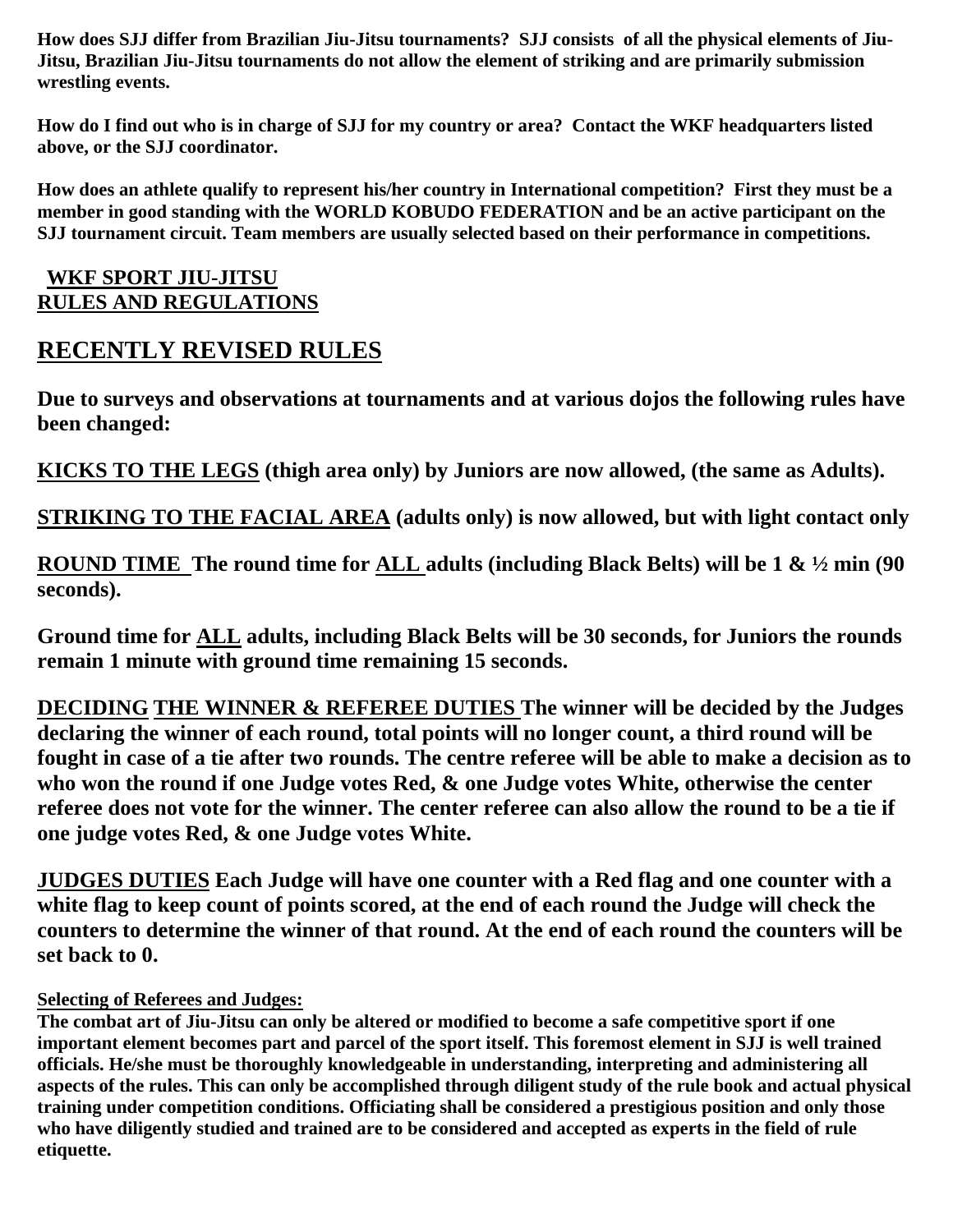**How does SJJ differ from Brazilian Jiu-Jitsu tournaments? SJJ consists of all the physical elements of Jiu-Jitsu, Brazilian Jiu-Jitsu tournaments do not allow the element of striking and are primarily submission wrestling events.**

**How do I find out who is in charge of SJJ for my country or area? Contact the WKF headquarters listed above, or the SJJ coordinator.**

**How does an athlete qualify to represent his/her country in International competition? First they must be a member in good standing with the WORLD KOBUDO FEDERATION and be an active participant on the SJJ tournament circuit. Team members are usually selected based on their performance in competitions.**

## WKF SPORT JIU-JITSU RULES AND REGULATIONS

# RECENTLY REVISED RULES

**Due to surveys and observations at tournaments and at various dojos the following rules have been changed:**

**KICKS TO THE LEGS (thigh area only) by Juniors are now allowed, (the same as Adults).**

**STRIKING TO THE FACIAL AREA (adults only) is now allowed, but with light contact only**

**ROUND TIME The round time for ALL adults (including Black Belts) will be 1 & ½ min (90 seconds).**

**Ground time for ALL adults, including Black Belts will be 30 seconds, for Juniors the rounds remain 1 minute with ground time remaining 15 seconds.**

**DECIDING THE WINNER & REFEREE DUTIES The winner will be decided by the Judges declaring the winner of each round, total points will no longer count, a third round will be fought in case of a tie after two rounds. The centre referee will be able to make a decision as to who won the round if one Judge votes Red, & one Judge votes White, otherwise the center referee does not vote for the winner. The center referee can also allow the round to be a tie if one judge votes Red, & one Judge votes White.**

**JUDGES DUTIES Each Judge will have one counter with a Red flag and one counter with a white flag to keep count of points scored, at the end of each round the Judge will check the counters to determine the winner of that round. At the end of each round the counters will be set back to 0.**

**Selecting of Referees and Judges:**

**The combat art of Jiu-Jitsu can only be altered or modified to become a safe competitive sport if one important element becomes part and parcel of the sport itself. This foremost element in SJJ is well trained officials. He/she must be thoroughly knowledgeable in understanding, interpreting and administering all aspects of the rules. This can only be accomplished through diligent study of the rule book and actual physical training under competition conditions. Officiating shall be considered a prestigious position and only those who have diligently studied and trained are to be considered and accepted as experts in the field of rule etiquette.**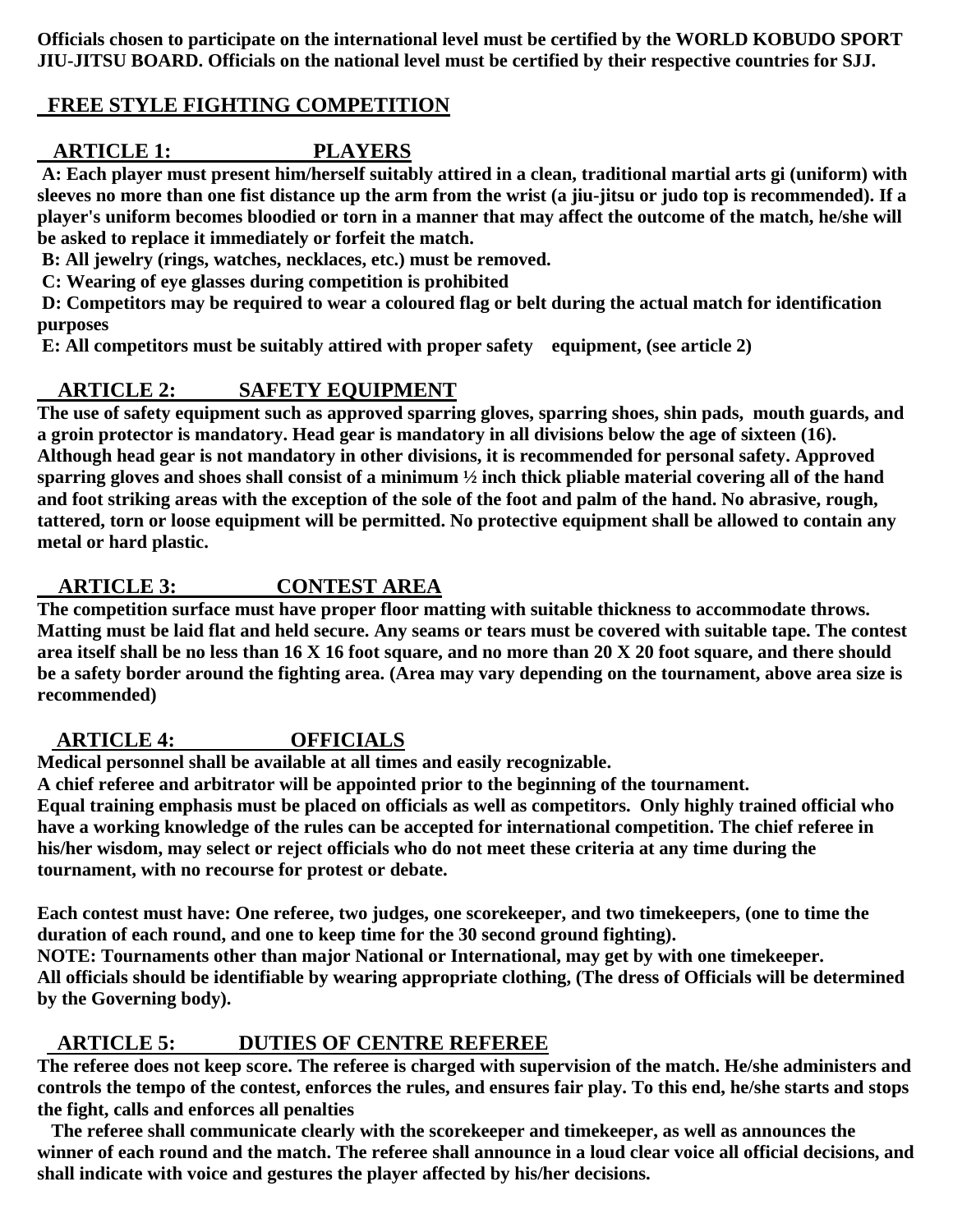**Officials chosen to participate on the international level must be certified by the WORLD KOBUDO SPORT JIU-JITSU BOARD. Officials on the national level must be certified by their respective countries for SJJ.**

## FREE STYLE FIGHTING COMPETITION

### ARTICLE 1: PLAYERS

**A: Each player must present him/herself suitably attired in a clean, traditional martial arts gi (uniform) with sleeves no more than one fist distance up the arm from the wrist (a jiu-jitsu or judo top is recommended). If a player's uniform becomes bloodied or torn in a manner that may affect the outcome of the match, he/she will be asked to replace it immediately or forfeit the match.**

**B: All jewelry (rings, watches, necklaces, etc.) must be removed.**

**C: Wearing of eye glasses during competition is prohibited**

**D: Competitors may be required to wear a coloured flag or belt during the actual match for identification purposes**

**E: All competitors must be suitably attired with proper safety equipment, (see article 2)**

### ARTICLE 2: SAFETY EQUIPMENT

**The use of safety equipment such as approved sparring gloves, sparring shoes, shin pads, mouth guards, and a groin protector is mandatory. Head gear is mandatory in all divisions below the age of sixteen (16). Although head gear is not mandatory in other divisions, it is recommended for personal safety. Approved sparring gloves and shoes shall consist of a minimum ½ inch thick pliable material covering all of the hand and foot striking areas with the exception of the sole of the foot and palm of the hand. No abrasive, rough, tattered, torn or loose equipment will be permitted. No protective equipment shall be allowed to contain any metal or hard plastic.**

### ARTICLE 3: CONTEST AREA

**The competition surface must have proper floor matting with suitable thickness to accommodate throws. Matting must be laid flat and held secure. Any seams or tears must be covered with suitable tape. The contest area itself shall be no less than 16 X 16 foot square, and no more than 20 X 20 foot square, and there should be a safety border around the fighting area. (Area may vary depending on the tournament, above area size is recommended)**

### ARTICLE 4: OFFICIALS

**Medical personnel shall be available at all times and easily recognizable.**

**A chief referee and arbitrator will be appointed prior to the beginning of the tournament.**

**Equal training emphasis must be placed on officials as well as competitors. Only highly trained official who have a working knowledge of the rules can be accepted for international competition. The chief referee in his/her wisdom, may select or reject officials who do not meet these criteria at any time during the tournament, with no recourse for protest or debate.**

**Each contest must have: One referee, two judges, one scorekeeper, and two timekeepers, (one to time the duration of each round, and one to keep time for the 30 second ground fighting).**

**NOTE: Tournaments other than major National or International, may get by with one timekeeper.**

**All officials should be identifiable by wearing appropriate clothing, (The dress of Officials will be determined by the Governing body).**

### ARTICLE 5: DUTIES OF CENTRE REFEREE

**The referee does not keep score. The referee is charged with supervision of the match. He/she administers and controls the tempo of the contest, enforces the rules, and ensures fair play. To this end, he/she starts and stops the fight, calls and enforces all penalties**

**The referee shall communicate clearly with the scorekeeper and timekeeper, as well as announces the winner of each round and the match. The referee shall announce in a loud clear voice all official decisions, and shall indicate with voice and gestures the player affected by his/her decisions.**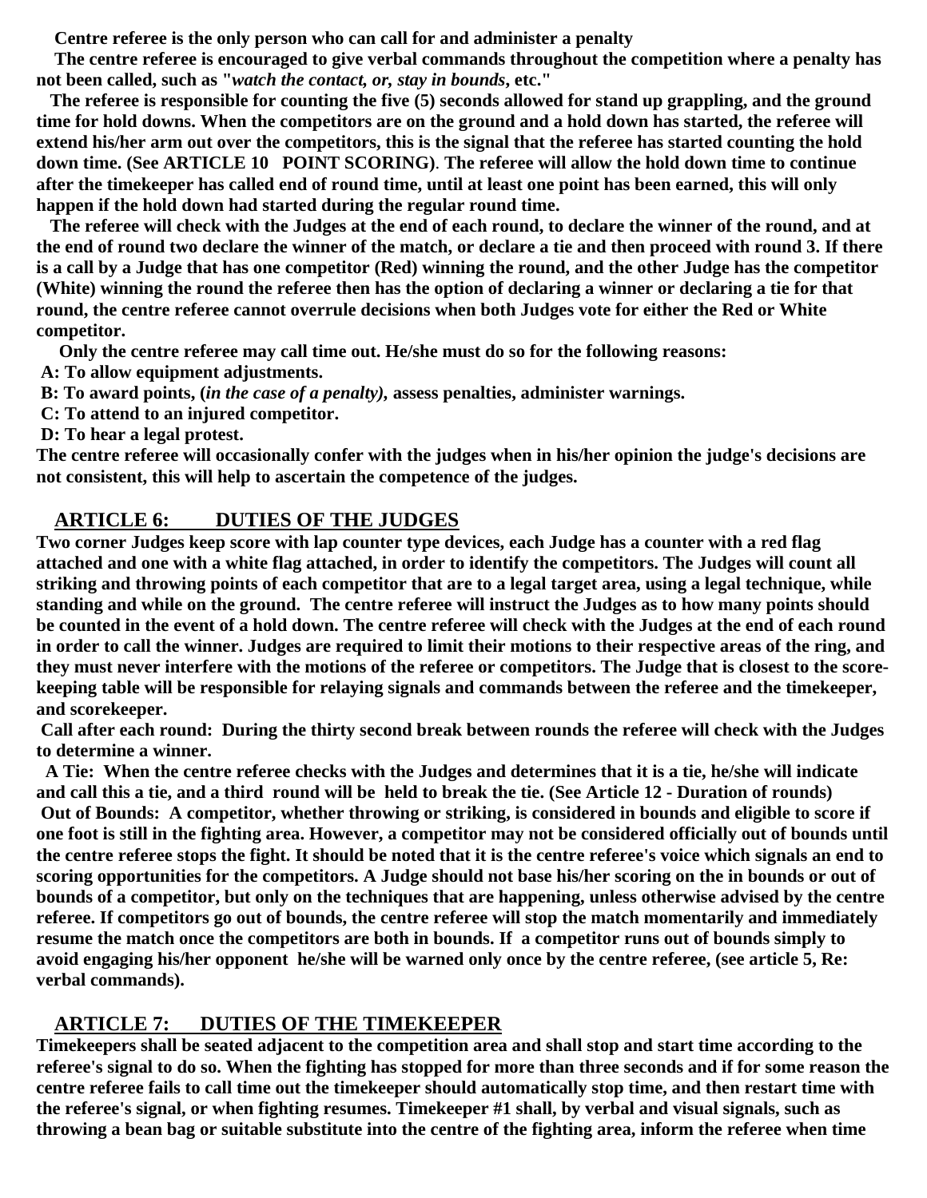**Centre referee is the only person who can call for and administer a penalty**

**The centre referee is encouraged to give verbal commands throughout the competition where a penalty has not been called, such as "*watch the contact, or, stay in bounds*, etc."**

**The referee is responsible for counting the five (5) seconds allowed for stand up grappling, and the ground time for hold downs. When the competitors are on the ground and a hold down has started, the referee will extend his/her arm out over the competitors, this is the signal that the referee has started counting the hold down time. (See ARTICLE 10 POINT SCORING). The referee will allow the hold down time to continue after the timekeeper has called end of round time, until at least one point has been earned, this will only happen if the hold down had started during the regular round time.**

**The referee will check with the Judges at the end of each round, to declare the winner of the round, and at the end of round two declare the winner of the match, or declare a tie and then proceed with round 3. If there is a call by a Judge that has one competitor (Red) winning the round, and the other Judge has the competitor (White) winning the round the referee then has the option of declaring a winner or declaring a tie for that round, the centre referee cannot overrule decisions when both Judges vote for either the Red or White competitor.**

**Only the centre referee may call time out. He/she must do so for the following reasons:**

**A: To allow equipment adjustments.**

**B: To award points, (*in the case of a penalty)*, assess penalties, administer warnings.**

**C: To attend to an injured competitor.**

**D: To hear a legal protest.**

**The centre referee will occasionally confer with the judges when in his/her opinion the judge's decisions are not consistent, this will help to ascertain the competence of the judges.**

## ARTICLE 6: DUTIES OF THE JUDGES

**Two corner Judges keep score with lap counter type devices, each Judge has a counter with a red flag attached and one with a white flag attached, in order to identify the competitors. The Judges will count all striking and throwing points of each competitor that are to a legal target area, using a legal technique, while standing and while on the ground. The centre referee will instruct the Judges as to how many points should be counted in the event of a hold down. The centre referee will check with the Judges at the end of each round in order to call the winner. Judges are required to limit their motions to their respective areas of the ring, and they must never interfere with the motions of the referee or competitors. The Judge that is closest to the score-keeping table will be responsible for relaying signals and commands between the referee and the timekeeper, and scorekeeper.**

**Call after each round: During the thirty second break between rounds the referee will check with the Judges to determine a winner.**

**A Tie: When the centre referee checks with the Judges and determines that it is a tie, he/she will indicate and call this a tie, and a third round will be held to break the tie. (See Article 12 - Duration of rounds)**

**Out of Bounds: A competitor, whether throwing or striking, is considered in bounds and eligible to score if one foot is still in the fighting area. However, a competitor may not be considered officially out of bounds until the centre referee stops the fight. It should be noted that it is the centre referee's voice which signals an end to scoring opportunities for the competitors. A Judge should not base his/her scoring on the in bounds or out of bounds of a competitor, but only on the techniques that are happening, unless otherwise advised by the centre referee. If competitors go out of bounds, the centre referee will stop the match momentarily and immediately resume the match once the competitors are both in bounds. If a competitor runs out of bounds simply to avoid engaging his/her opponent he/she will be warned only once by the centre referee, (see article 5, Re: verbal commands).**

## ARTICLE 7: DUTIES OF THE TIMEKEEPER

**Timekeepers shall be seated adjacent to the competition area and shall stop and start time according to the referee's signal to do so. When the fighting has stopped for more than three seconds and if for some reason the centre referee fails to call time out the timekeeper should automatically stop time, and then restart time with the referee's signal, or when fighting resumes. Timekeeper #1 shall, by verbal and visual signals, such as throwing a bean bag or suitable substitute into the centre of the fighting area, inform the referee when time**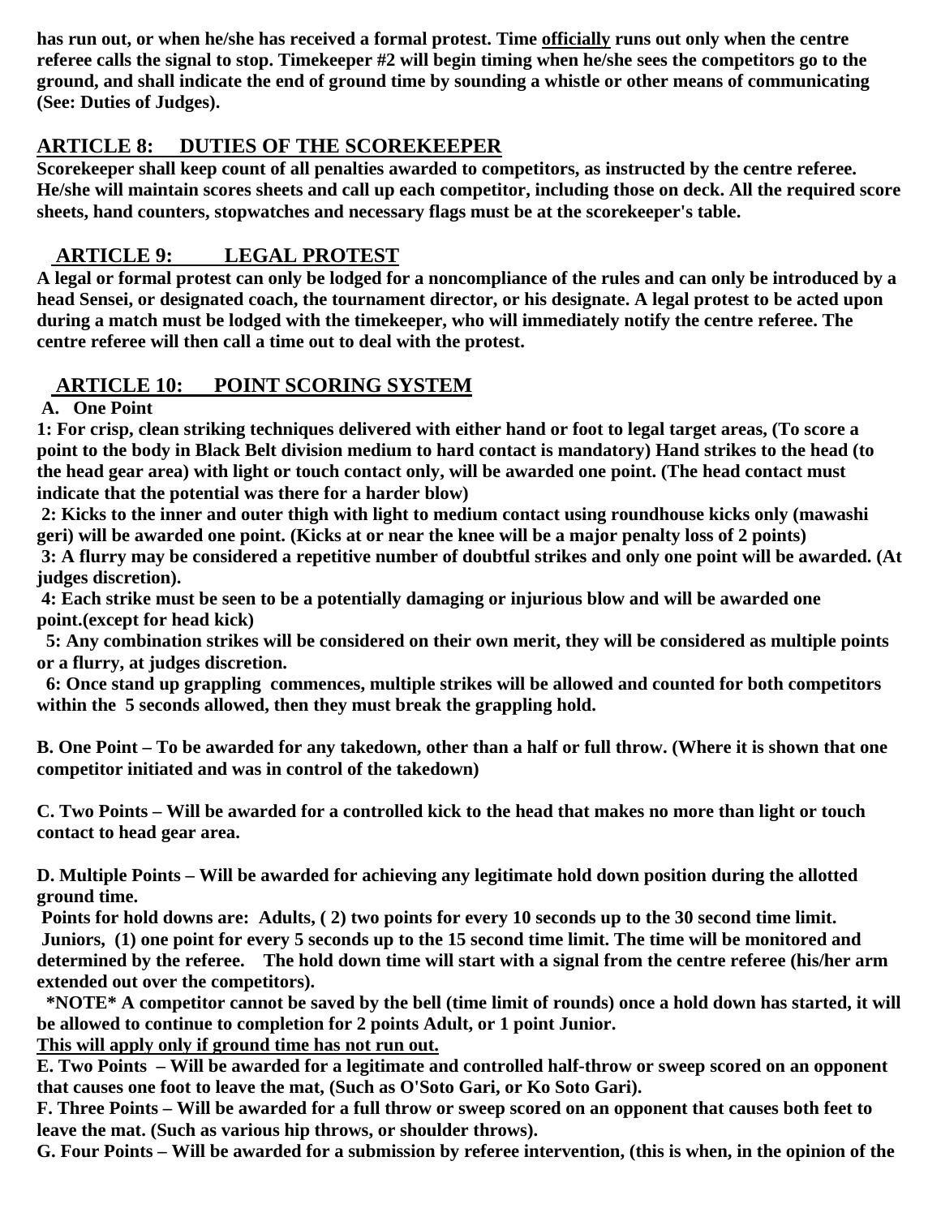**has run out, or when he/she has received a formal protest. Time officially runs out only when the centre referee calls the signal to stop. Timekeeper #2 will begin timing when he/she sees the competitors go to the ground, and shall indicate the end of ground time by sounding a whistle or other means of communicating (See: Duties of Judges).**

## ARTICLE 8: DUTIES OF THE SCOREKEEPER

**Scorekeeper shall keep count of all penalties awarded to competitors, as instructed by the centre referee. He/she will maintain scores sheets and call up each competitor, including those on deck. All the required score sheets, hand counters, stopwatches and necessary flags must be at the scorekeeper's table.**

## ARTICLE 9: LEGAL PROTEST

**A legal or formal protest can only be lodged for a noncompliance of the rules and can only be introduced by a head Sensei, or designated coach, the tournament director, or his designate. A legal protest to be acted upon during a match must be lodged with the timekeeper, who will immediately notify the centre referee. The centre referee will then call a time out to deal with the protest.**

## ARTICLE 10: POINT SCORING SYSTEM

**A. One Point**

**1: For crisp, clean striking techniques delivered with either hand or foot to legal target areas, (To score a point to the body in Black Belt division medium to hard contact is mandatory) Hand strikes to the head (to the head gear area) with light or touch contact only, will be awarded one point. (The head contact must indicate that the potential was there for a harder blow)**

**2: Kicks to the inner and outer thigh with light to medium contact using roundhouse kicks only (mawashi geri) will be awarded one point. (Kicks at or near the knee will be a major penalty loss of 2 points)**

**3: A flurry may be considered a repetitive number of doubtful strikes and only one point will be awarded. (At judges discretion).**

**4: Each strike must be seen to be a potentially damaging or injurious blow and will be awarded one point.(except for head kick)**

**5: Any combination strikes will be considered on their own merit, they will be considered as multiple points or a flurry, at judges discretion.**

**6: Once stand up grappling commences, multiple strikes will be allowed and counted for both competitors within the 5 seconds allowed, then they must break the grappling hold.**

**B. One Point – To be awarded for any takedown, other than a half or full throw. (Where it is shown that one competitor initiated and was in control of the takedown)**

**C. Two Points – Will be awarded for a controlled kick to the head that makes no more than light or touch contact to head gear area.**

**D. Multiple Points – Will be awarded for achieving any legitimate hold down position during the allotted ground time.**

**Points for hold downs are: Adults, ( 2) two points for every 10 seconds up to the 30 second time limit. Juniors, (1) one point for every 5 seconds up to the 15 second time limit. The time will be monitored and determined by the referee. The hold down time will start with a signal from the centre referee (his/her arm extended out over the competitors).**

**\*NOTE\* A competitor cannot be saved by the bell (time limit of rounds) once a hold down has started, it will be allowed to continue to completion for 2 points Adult, or 1 point Junior.**

**This will apply only if ground time has not run out.**

**E. Two Points – Will be awarded for a legitimate and controlled half-throw or sweep scored on an opponent that causes one foot to leave the mat, (Such as O'Soto Gari, or Ko Soto Gari).**

**F. Three Points – Will be awarded for a full throw or sweep scored on an opponent that causes both feet to leave the mat. (Such as various hip throws, or shoulder throws).**

**G. Four Points – Will be awarded for a submission by referee intervention, (this is when, in the opinion of the**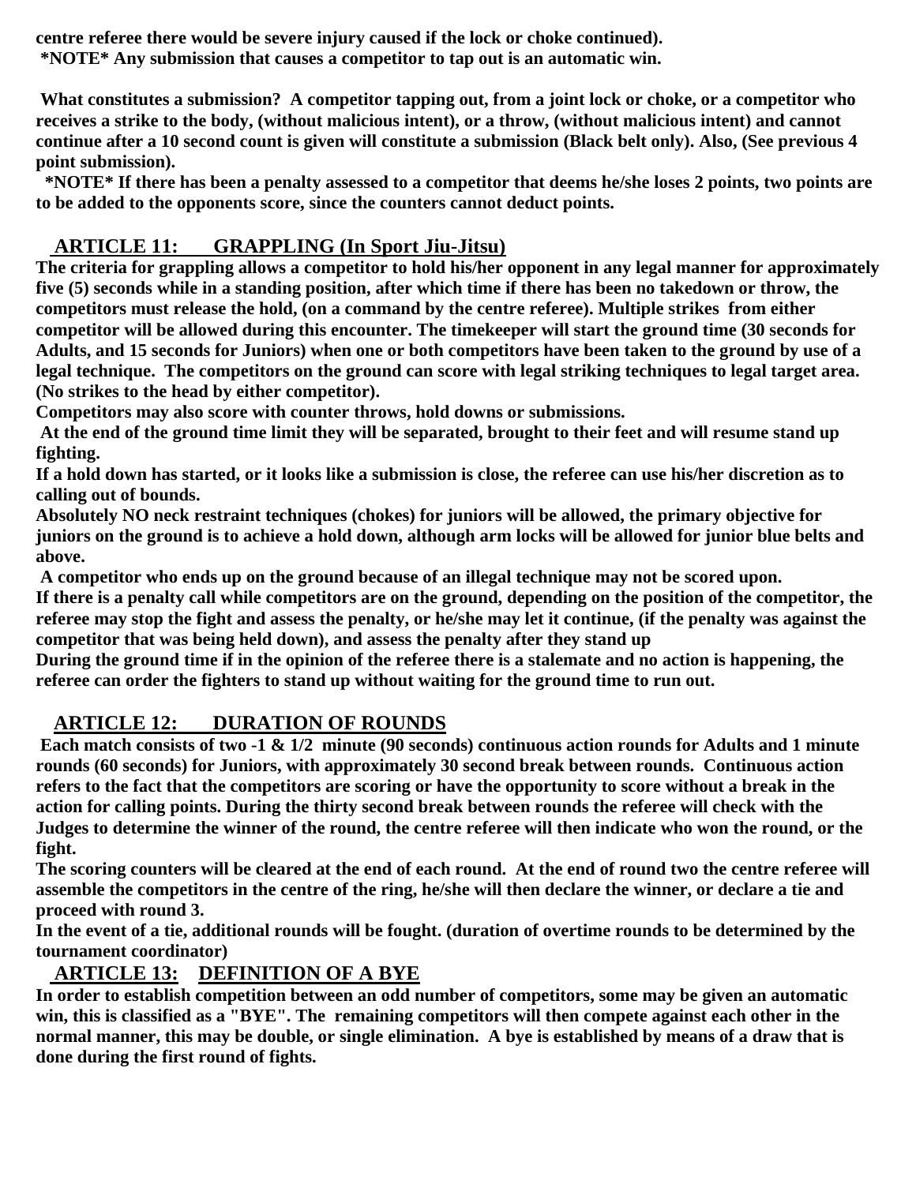**centre referee there would be severe injury caused if the lock or choke continued).**
**\*NOTE\* Any submission that causes a competitor to tap out is an automatic win.**

**What constitutes a submission? A competitor tapping out, from a joint lock or choke, or a competitor who receives a strike to the body, (without malicious intent), or a throw, (without malicious intent) and cannot continue after a 10 second count is given will constitute a submission (Black belt only). Also, (See previous 4 point submission).**
**\*NOTE\* If there has been a penalty assessed to a competitor that deems he/she loses 2 points, two points are to be added to the opponents score, since the counters cannot deduct points.**

## ARTICLE 11: GRAPPLING (In Sport Jiu-Jitsu)

**The criteria for grappling allows a competitor to hold his/her opponent in any legal manner for approximately five (5) seconds while in a standing position, after which time if there has been no takedown or throw, the competitors must release the hold, (on a command by the centre referee). Multiple strikes from either competitor will be allowed during this encounter. The timekeeper will start the ground time (30 seconds for Adults, and 15 seconds for Juniors) when one or both competitors have been taken to the ground by use of a legal technique. The competitors on the ground can score with legal striking techniques to legal target area. (No strikes to the head by either competitor).**
**Competitors may also score with counter throws, hold downs or submissions.**
**At the end of the ground time limit they will be separated, brought to their feet and will resume stand up fighting.**
**If a hold down has started, or it looks like a submission is close, the referee can use his/her discretion as to calling out of bounds.**
**Absolutely NO neck restraint techniques (chokes) for juniors will be allowed, the primary objective for juniors on the ground is to achieve a hold down, although arm locks will be allowed for junior blue belts and above.**
**A competitor who ends up on the ground because of an illegal technique may not be scored upon.**
**If there is a penalty call while competitors are on the ground, depending on the position of the competitor, the referee may stop the fight and assess the penalty, or he/she may let it continue, (if the penalty was against the competitor that was being held down), and assess the penalty after they stand up**
**During the ground time if in the opinion of the referee there is a stalemate and no action is happening, the referee can order the fighters to stand up without waiting for the ground time to run out.**

## ARTICLE 12: DURATION OF ROUNDS

**Each match consists of two -1 & 1/2 minute (90 seconds) continuous action rounds for Adults and 1 minute rounds (60 seconds) for Juniors, with approximately 30 second break between rounds. Continuous action refers to the fact that the competitors are scoring or have the opportunity to score without a break in the action for calling points. During the thirty second break between rounds the referee will check with the Judges to determine the winner of the round, the centre referee will then indicate who won the round, or the fight.**
**The scoring counters will be cleared at the end of each round. At the end of round two the centre referee will assemble the competitors in the centre of the ring, he/she will then declare the winner, or declare a tie and proceed with round 3.**
**In the event of a tie, additional rounds will be fought. (duration of overtime rounds to be determined by the tournament coordinator)**

## ARTICLE 13: DEFINITION OF A BYE

**In order to establish competition between an odd number of competitors, some may be given an automatic win, this is classified as a "BYE". The remaining competitors will then compete against each other in the normal manner, this may be double, or single elimination. A bye is established by means of a draw that is done during the first round of fights.**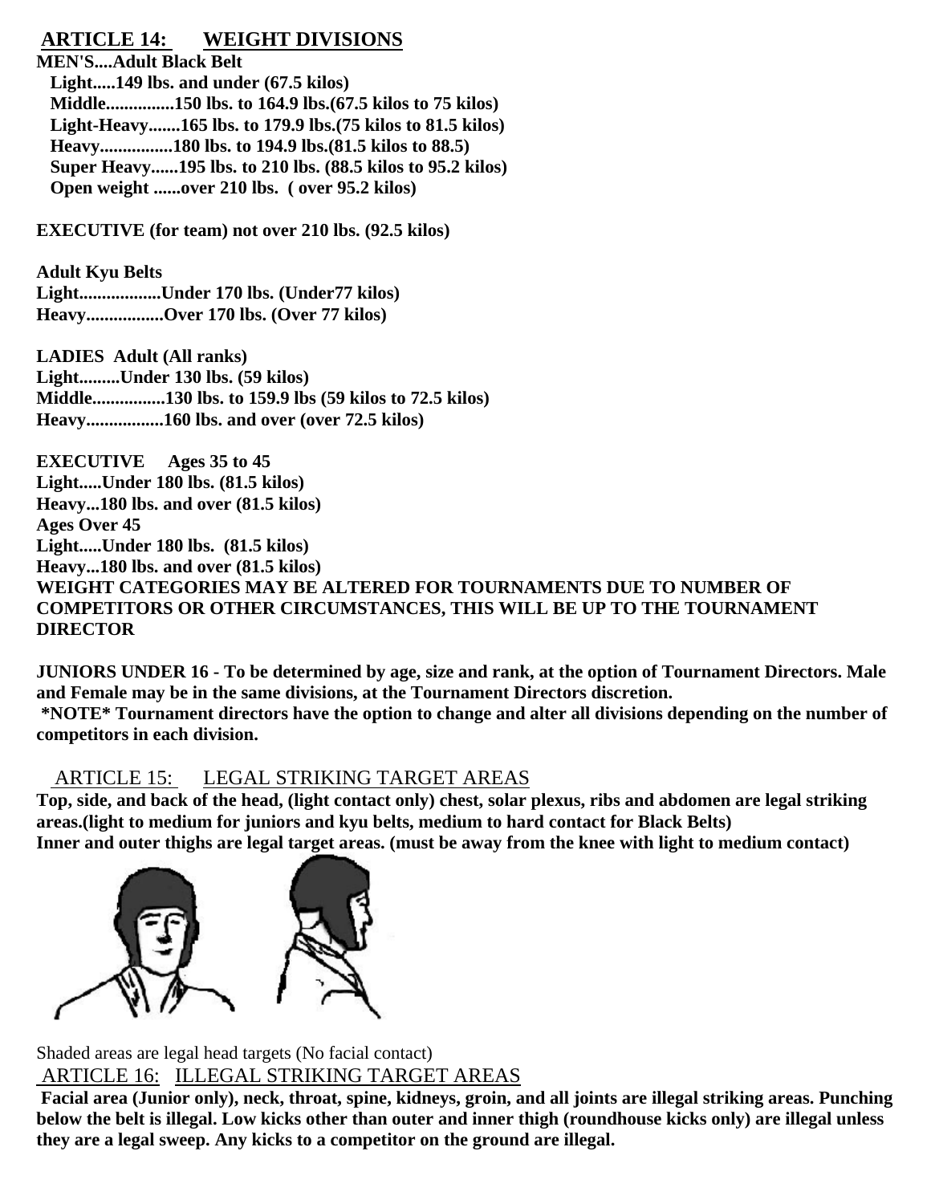## ARTICLE 14: WEIGHT DIVISIONS

**MEN'S....Adult Black Belt**

**Light.....149 lbs. and under (67.5 kilos)**
**Middle...............150 lbs. to 164.9 lbs.(67.5 kilos to 75 kilos)**
**Light-Heavy.......165 lbs. to 179.9 lbs.(75 kilos to 81.5 kilos)**
**Heavy................180 lbs. to 194.9 lbs.(81.5 kilos to 88.5)**
**Super Heavy......195 lbs. to 210 lbs. (88.5 kilos to 95.2 kilos)**
**Open weight ......over 210 lbs. ( over 95.2 kilos)**

**EXECUTIVE (for team) not over 210 lbs. (92.5 kilos)**

**Adult Kyu Belts**
**Light..................Under 170 lbs. (Under77 kilos)**
**Heavy.................Over 170 lbs. (Over 77 kilos)**

**LADIES Adult (All ranks)**
**Light.........Under 130 lbs. (59 kilos)**
**Middle................130 lbs. to 159.9 lbs (59 kilos to 72.5 kilos)**
**Heavy.................160 lbs. and over (over 72.5 kilos)**

**EXECUTIVE Ages 35 to 45**
**Light.....Under 180 lbs. (81.5 kilos)**
**Heavy...180 lbs. and over (81.5 kilos)**
**Ages Over 45**
**Light.....Under 180 lbs. (81.5 kilos)**
**Heavy...180 lbs. and over (81.5 kilos)**
**WEIGHT CATEGORIES MAY BE ALTERED FOR TOURNAMENTS DUE TO NUMBER OF COMPETITORS OR OTHER CIRCUMSTANCES, THIS WILL BE UP TO THE TOURNAMENT DIRECTOR**

**JUNIORS UNDER 16 - To be determined by age, size and rank, at the option of Tournament Directors. Male and Female may be in the same divisions, at the Tournament Directors discretion.**
**\*NOTE\* Tournament directors have the option to change and alter all divisions depending on the number of competitors in each division.**

## ARTICLE 15: LEGAL STRIKING TARGET AREAS

**Top, side, and back of the head, (light contact only) chest, solar plexus, ribs and abdomen are legal striking areas.(light to medium for juniors and kyu belts, medium to hard contact for Black Belts)**
**Inner and outer thighs are legal target areas. (must be away from the knee with light to medium contact)**

Shaded areas are legal head targets (No facial contact)

## ARTICLE 16: ILLEGAL STRIKING TARGET AREAS

**Facial area (Junior only), neck, throat, spine, kidneys, groin, and all joints are illegal striking areas. Punching below the belt is illegal. Low kicks other than outer and inner thigh (roundhouse kicks only) are illegal unless they are a legal sweep. Any kicks to a competitor on the ground are illegal.**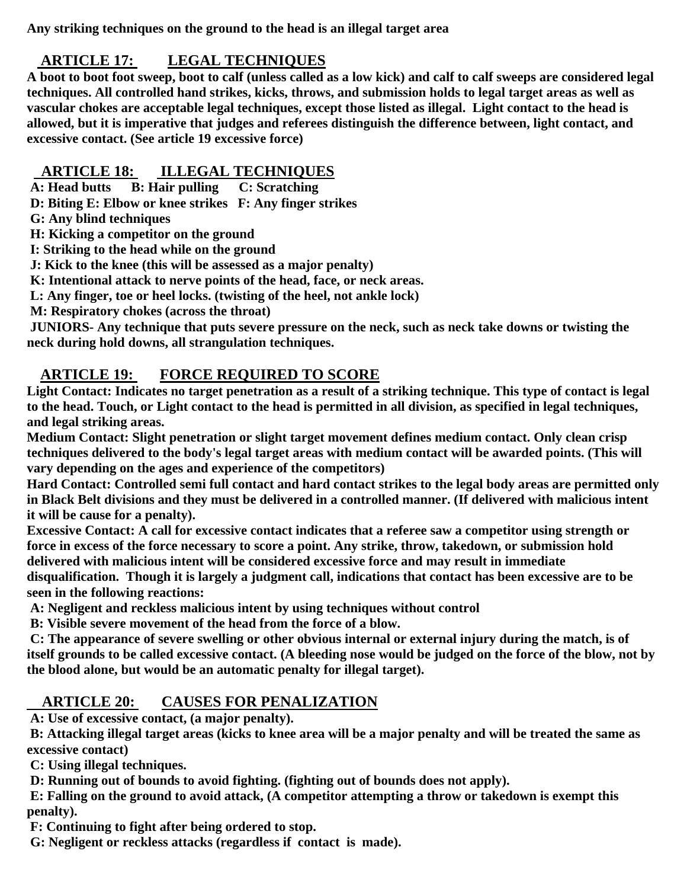**Any striking techniques on the ground to the head is an illegal target area**

## ARTICLE 17: LEGAL TECHNIQUES

**A boot to boot foot sweep, boot to calf (unless called as a low kick) and calf to calf sweeps are considered legal techniques. All controlled hand strikes, kicks, throws, and submission holds to legal target areas as well as vascular chokes are acceptable legal techniques, except those listed as illegal. Light contact to the head is allowed, but it is imperative that judges and referees distinguish the difference between, light contact, and excessive contact. (See article 19 excessive force)**

## ARTICLE 18: ILLEGAL TECHNIQUES

**A: Head butts B: Hair pulling C: Scratching**
**D: Biting E: Elbow or knee strikes F: Any finger strikes**
**G: Any blind techniques**
**H: Kicking a competitor on the ground**
**I: Striking to the head while on the ground**
**J: Kick to the knee (this will be assessed as a major penalty)**
**K: Intentional attack to nerve points of the head, face, or neck areas.**
**L: Any finger, toe or heel locks. (twisting of the heel, not ankle lock)**
**M: Respiratory chokes (across the throat)**
**JUNIORS- Any technique that puts severe pressure on the neck, such as neck take downs or twisting the neck during hold downs, all strangulation techniques.**

## ARTICLE 19: FORCE REQUIRED TO SCORE

**Light Contact: Indicates no target penetration as a result of a striking technique. This type of contact is legal to the head. Touch, or Light contact to the head is permitted in all division, as specified in legal techniques, and legal striking areas.**
**Medium Contact: Slight penetration or slight target movement defines medium contact. Only clean crisp techniques delivered to the body's legal target areas with medium contact will be awarded points. (This will vary depending on the ages and experience of the competitors)**
**Hard Contact: Controlled semi full contact and hard contact strikes to the legal body areas are permitted only in Black Belt divisions and they must be delivered in a controlled manner. (If delivered with malicious intent it will be cause for a penalty).**
**Excessive Contact: A call for excessive contact indicates that a referee saw a competitor using strength or force in excess of the force necessary to score a point. Any strike, throw, takedown, or submission hold delivered with malicious intent will be considered excessive force and may result in immediate disqualification. Though it is largely a judgment call, indications that contact has been excessive are to be seen in the following reactions:**
**A: Negligent and reckless malicious intent by using techniques without control**
**B: Visible severe movement of the head from the force of a blow.**
**C: The appearance of severe swelling or other obvious internal or external injury during the match, is of itself grounds to be called excessive contact. (A bleeding nose would be judged on the force of the blow, not by the blood alone, but would be an automatic penalty for illegal target).**

## ARTICLE 20: CAUSES FOR PENALIZATION

**A: Use of excessive contact, (a major penalty).**
**B: Attacking illegal target areas (kicks to knee area will be a major penalty and will be treated the same as excessive contact)**
**C: Using illegal techniques.**
**D: Running out of bounds to avoid fighting. (fighting out of bounds does not apply).**
**E: Falling on the ground to avoid attack, (A competitor attempting a throw or takedown is exempt this penalty).**
**F: Continuing to fight after being ordered to stop.**
**G: Negligent or reckless attacks (regardless if contact is made).**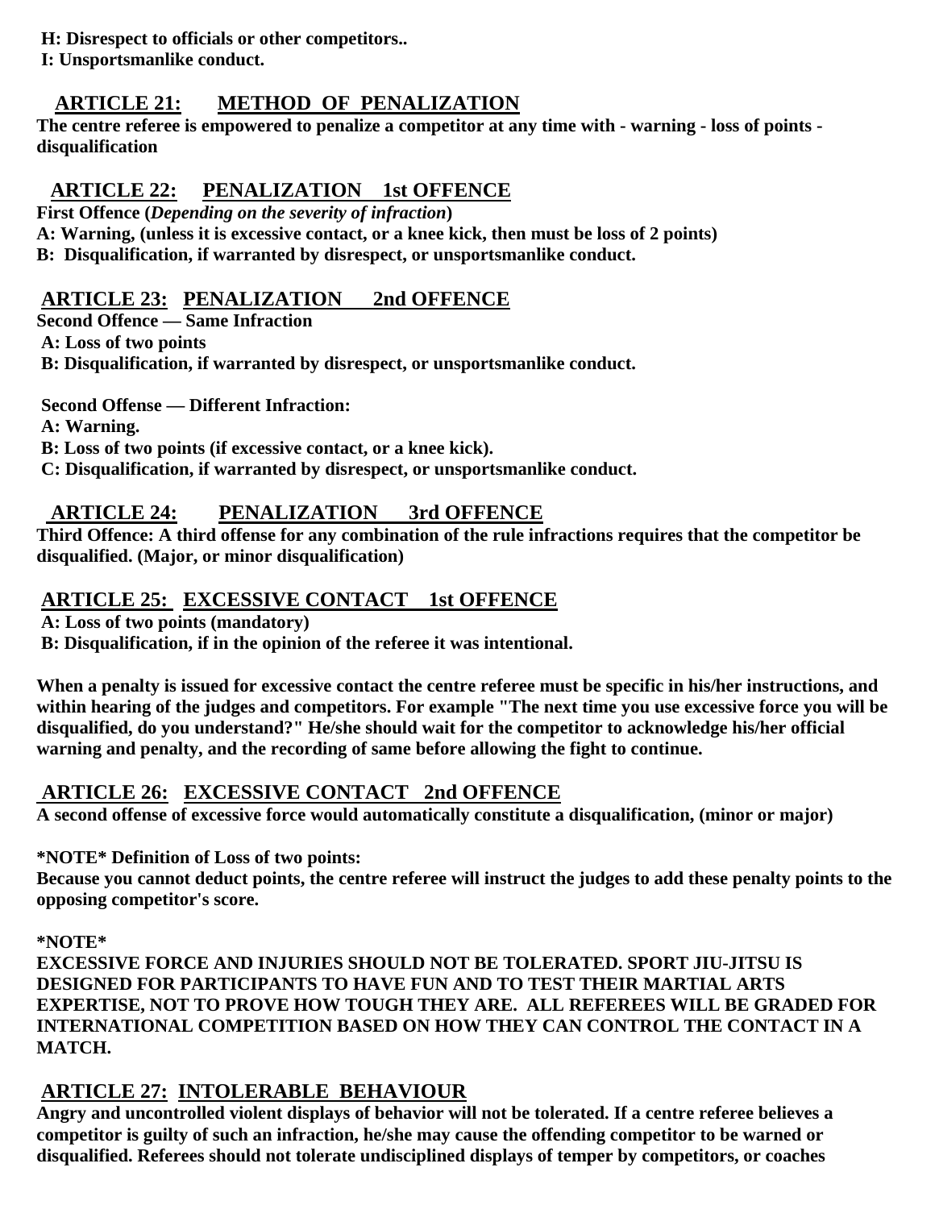**H: Disrespect to officials or other competitors..**
**I: Unsportsmanlike conduct.**

## ARTICLE 21: METHOD OF PENALIZATION

**The centre referee is empowered to penalize a competitor at any time with - warning - loss of points - disqualification**

## ARTICLE 22: PENALIZATION 1st OFFENCE

**First Offence (*Depending on the severity of infraction*)**
**A: Warning, (unless it is excessive contact, or a knee kick, then must be loss of 2 points)**
**B: Disqualification, if warranted by disrespect, or unsportsmanlike conduct.**

## ARTICLE 23: PENALIZATION 2nd OFFENCE

**Second Offence — Same Infraction**
**A: Loss of two points**
**B: Disqualification, if warranted by disrespect, or unsportsmanlike conduct.**

**Second Offense — Different Infraction:**
**A: Warning.**
**B: Loss of two points (if excessive contact, or a knee kick).**
**C: Disqualification, if warranted by disrespect, or unsportsmanlike conduct.**

## ARTICLE 24: PENALIZATION 3rd OFFENCE

**Third Offence: A third offense for any combination of the rule infractions requires that the competitor be disqualified. (Major, or minor disqualification)**

## ARTICLE 25: EXCESSIVE CONTACT 1st OFFENCE

**A: Loss of two points (mandatory)**
**B: Disqualification, if in the opinion of the referee it was intentional.**

**When a penalty is issued for excessive contact the centre referee must be specific in his/her instructions, and within hearing of the judges and competitors. For example "The next time you use excessive force you will be disqualified, do you understand?" He/she should wait for the competitor to acknowledge his/her official warning and penalty, and the recording of same before allowing the fight to continue.**

## ARTICLE 26: EXCESSIVE CONTACT 2nd OFFENCE

**A second offense of excessive force would automatically constitute a disqualification, (minor or major)**

***NOTE* Definition of Loss of two points:**
**Because you cannot deduct points, the centre referee will instruct the judges to add these penalty points to the opposing competitor's score.**

***NOTE***
**EXCESSIVE FORCE AND INJURIES SHOULD NOT BE TOLERATED. SPORT JIU-JITSU IS DESIGNED FOR PARTICIPANTS TO HAVE FUN AND TO TEST THEIR MARTIAL ARTS EXPERTISE, NOT TO PROVE HOW TOUGH THEY ARE. ALL REFEREES WILL BE GRADED FOR INTERNATIONAL COMPETITION BASED ON HOW THEY CAN CONTROL THE CONTACT IN A MATCH.**

## ARTICLE 27: INTOLERABLE BEHAVIOUR

**Angry and uncontrolled violent displays of behavior will not be tolerated. If a centre referee believes a competitor is guilty of such an infraction, he/she may cause the offending competitor to be warned or disqualified. Referees should not tolerate undisciplined displays of temper by competitors, or coaches**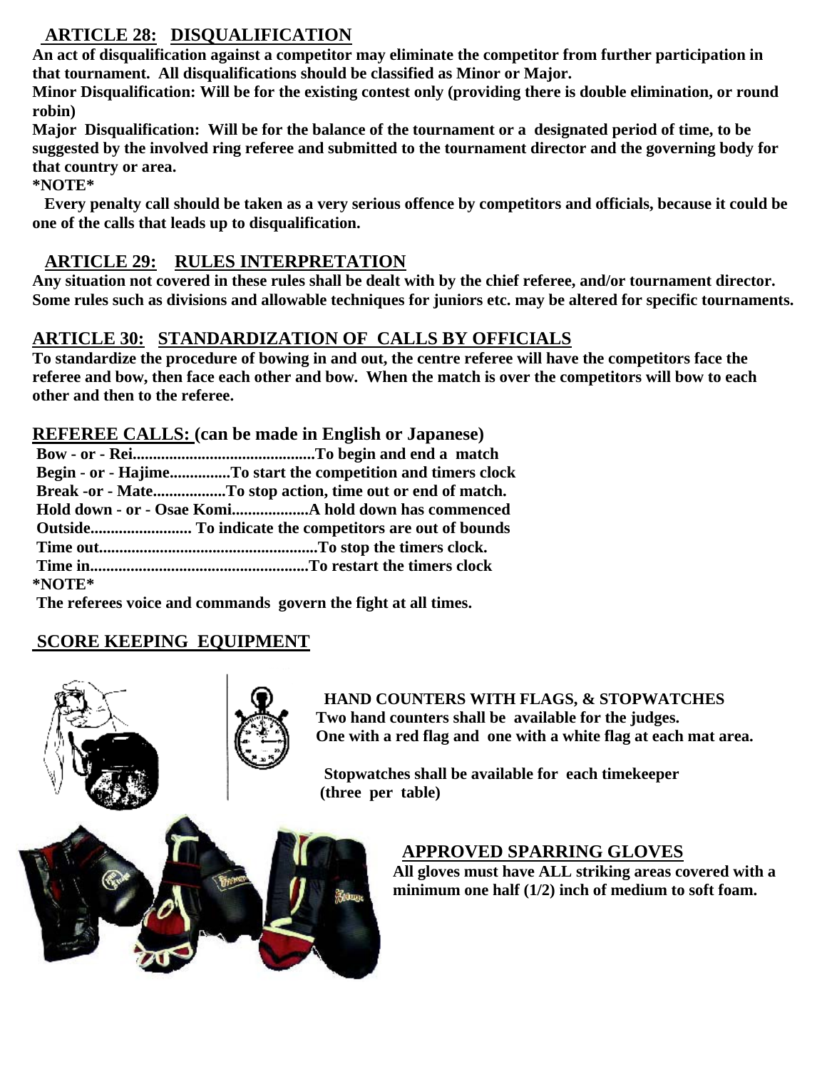## ARTICLE 28: DISQUALIFICATION

**An act of disqualification against a competitor may eliminate the competitor from further participation in that tournament. All disqualifications should be classified as Minor or Major.**

**Minor Disqualification: Will be for the existing contest only (providing there is double elimination, or round robin)**

**Major Disqualification: Will be for the balance of the tournament or a designated period of time, to be suggested by the involved ring referee and submitted to the tournament director and the governing body for that country or area.**

**\*NOTE\***

**Every penalty call should be taken as a very serious offence by competitors and officials, because it could be one of the calls that leads up to disqualification.**

## ARTICLE 29: RULES INTERPRETATION

**Any situation not covered in these rules shall be dealt with by the chief referee, and/or tournament director. Some rules such as divisions and allowable techniques for juniors etc. may be altered for specific tournaments.**

## ARTICLE 30: STANDARDIZATION OF CALLS BY OFFICIALS

**To standardize the procedure of bowing in and out, the centre referee will have the competitors face the referee and bow, then face each other and bow. When the match is over the competitors will bow to each other and then to the referee.**

### REFEREE CALLS: (can be made in English or Japanese)

**Bow - or - Rei.............................................To begin and end a match**
**Begin - or - Hajime...............To start the competition and timers clock**
**Break -or - Mate..................To stop action, time out or end of match.**
**Hold down - or - Osae Komi...................A hold down has commenced**
**Outside......................... To indicate the competitors are out of bounds**
**Time out......................................................To stop the timers clock.**
**Time in......................................................To restart the timers clock**

**\*NOTE\***

**The referees voice and commands govern the fight at all times.**

## SCORE KEEPING EQUIPMENT

**HAND COUNTERS WITH FLAGS, & STOPWATCHES**

**Two hand counters shall be available for the judges. One with a red flag and one with a white flag at each mat area.**

**Stopwatches shall be available for each timekeeper (three per table)**

### APPROVED SPARRING GLOVES

**All gloves must have ALL striking areas covered with a minimum one half (1/2) inch of medium to soft foam.**